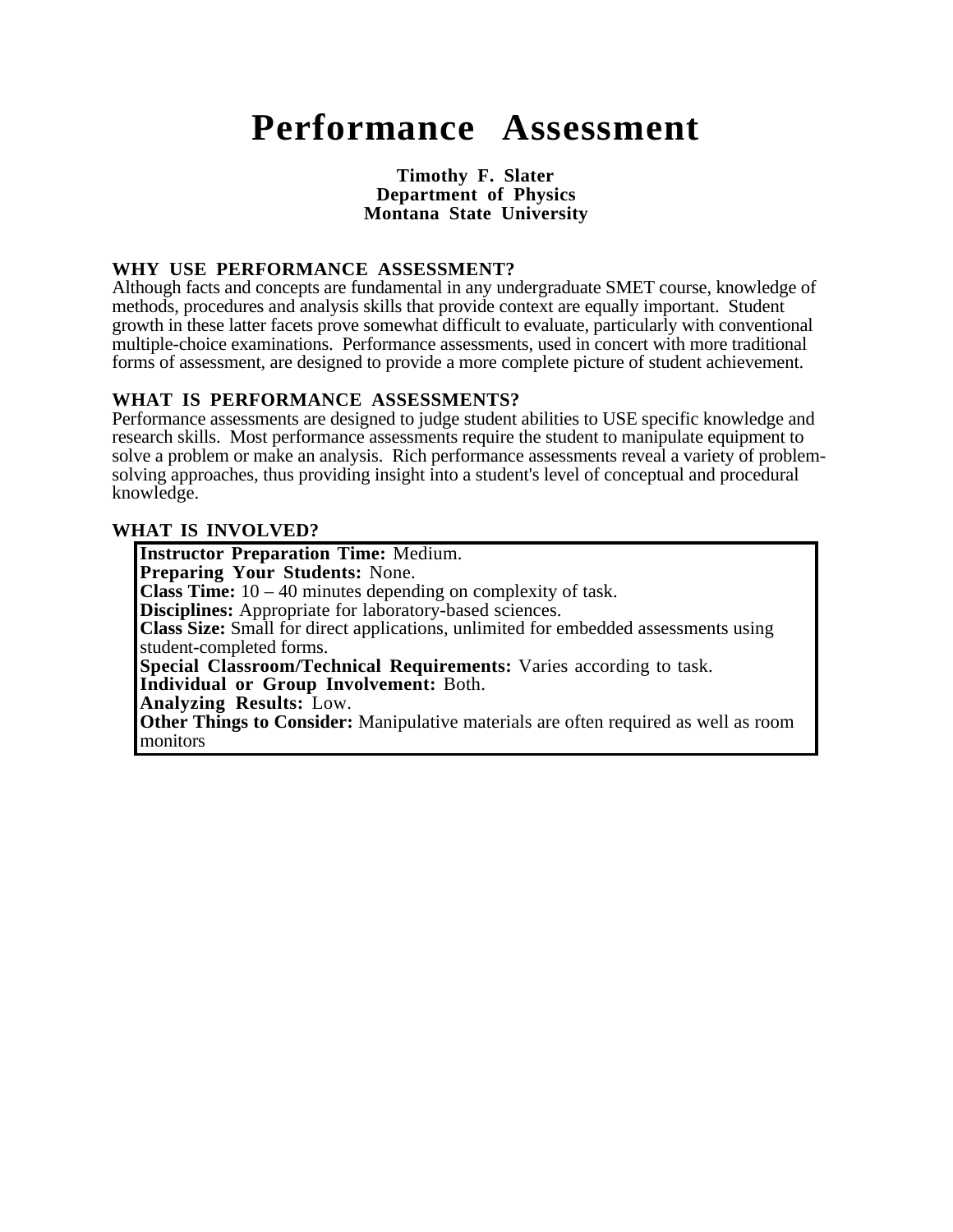# Performance Assessment

**Timothy F. Slater**
**Department of Physics**
**Montana State University**

## WHY USE PERFORMANCE ASSESSMENT?

Although facts and concepts are fundamental in any undergraduate SMET course, knowledge of methods, procedures and analysis skills that provide context are equally important. Student growth in these latter facets prove somewhat difficult to evaluate, particularly with conventional multiple-choice examinations. Performance assessments, used in concert with more traditional forms of assessment, are designed to provide a more complete picture of student achievement.

## WHAT IS PERFORMANCE ASSESSMENTS?

Performance assessments are designed to judge student abilities to USE specific knowledge and research skills. Most performance assessments require the student to manipulate equipment to solve a problem or make an analysis. Rich performance assessments reveal a variety of problem-solving approaches, thus providing insight into a student's level of conceptual and procedural knowledge.

## WHAT IS INVOLVED?

**Instructor Preparation Time:** Medium.
**Preparing Your Students:** None.
**Class Time:** 10 – 40 minutes depending on complexity of task.
**Disciplines:** Appropriate for laboratory-based sciences.
**Class Size:** Small for direct applications, unlimited for embedded assessments using student-completed forms.
**Special Classroom/Technical Requirements:** Varies according to task.
**Individual or Group Involvement:** Both.
**Analyzing Results:** Low.
**Other Things to Consider:** Manipulative materials are often required as well as room monitors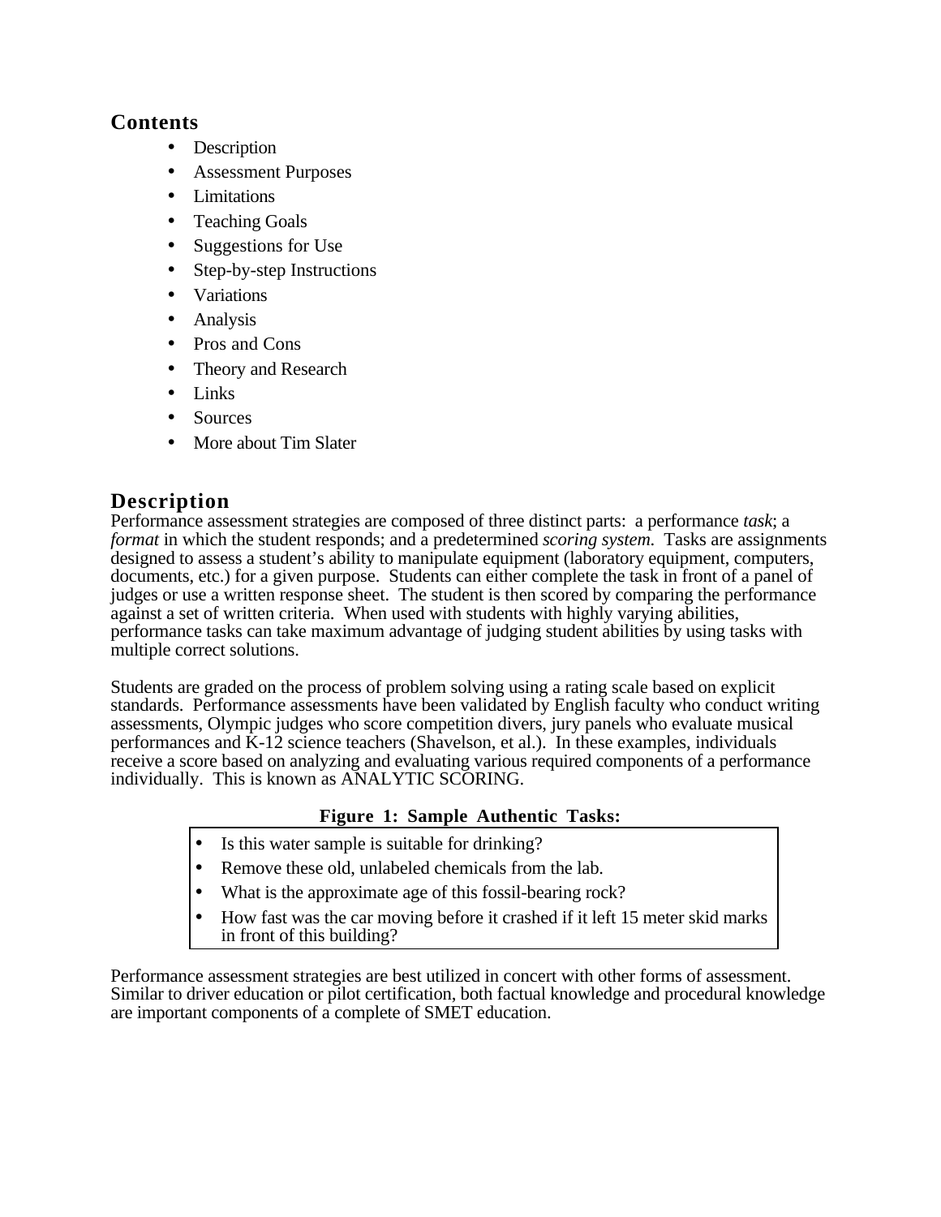## Contents

- Description
- Assessment Purposes
- Limitations
- Teaching Goals
- Suggestions for Use
- Step-by-step Instructions
- Variations
- Analysis
- Pros and Cons
- Theory and Research
- Links
- Sources
- More about Tim Slater

## Description

Performance assessment strategies are composed of three distinct parts: a performance *task*; a *format* in which the student responds; and a predetermined *scoring system.* Tasks are assignments designed to assess a student's ability to manipulate equipment (laboratory equipment, computers, documents, etc.) for a given purpose. Students can either complete the task in front of a panel of judges or use a written response sheet. The student is then scored by comparing the performance against a set of written criteria. When used with students with highly varying abilities, performance tasks can take maximum advantage of judging student abilities by using tasks with multiple correct solutions.

Students are graded on the process of problem solving using a rating scale based on explicit standards. Performance assessments have been validated by English faculty who conduct writing assessments, Olympic judges who score competition divers, jury panels who evaluate musical performances and K-12 science teachers (Shavelson, et al.). In these examples, individuals receive a score based on analyzing and evaluating various required components of a performance individually. This is known as ANALYTIC SCORING.

**Figure 1: Sample Authentic Tasks:**

- Is this water sample is suitable for drinking?
- Remove these old, unlabeled chemicals from the lab.
- What is the approximate age of this fossil-bearing rock?
- How fast was the car moving before it crashed if it left 15 meter skid marks in front of this building?

Performance assessment strategies are best utilized in concert with other forms of assessment. Similar to driver education or pilot certification, both factual knowledge and procedural knowledge are important components of a complete of SMET education.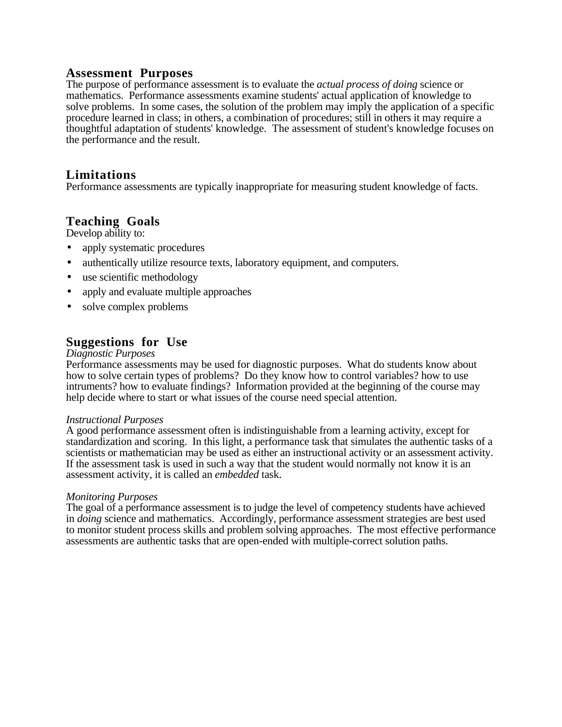## Assessment Purposes

The purpose of performance assessment is to evaluate the *actual process of doing* science or mathematics. Performance assessments examine students' actual application of knowledge to solve problems. In some cases, the solution of the problem may imply the application of a specific procedure learned in class; in others, a combination of procedures; still in others it may require a thoughtful adaptation of students' knowledge. The assessment of student's knowledge focuses on the performance and the result.

## Limitations

Performance assessments are typically inappropriate for measuring student knowledge of facts.

## Teaching Goals

Develop ability to:

- apply systematic procedures
- authentically utilize resource texts, laboratory equipment, and computers.
- use scientific methodology
- apply and evaluate multiple approaches
- solve complex problems

## Suggestions for Use

*Diagnostic Purposes*

Performance assessments may be used for diagnostic purposes. What do students know about how to solve certain types of problems? Do they know how to control variables? how to use intruments? how to evaluate findings? Information provided at the beginning of the course may help decide where to start or what issues of the course need special attention.

*Instructional Purposes*

A good performance assessment often is indistinguishable from a learning activity, except for standardization and scoring. In this light, a performance task that simulates the authentic tasks of a scientists or mathematician may be used as either an instructional activity or an assessment activity. If the assessment task is used in such a way that the student would normally not know it is an assessment activity, it is called an *embedded* task.

*Monitoring Purposes*

The goal of a performance assessment is to judge the level of competency students have achieved in *doing* science and mathematics. Accordingly, performance assessment strategies are best used to monitor student process skills and problem solving approaches. The most effective performance assessments are authentic tasks that are open-ended with multiple-correct solution paths.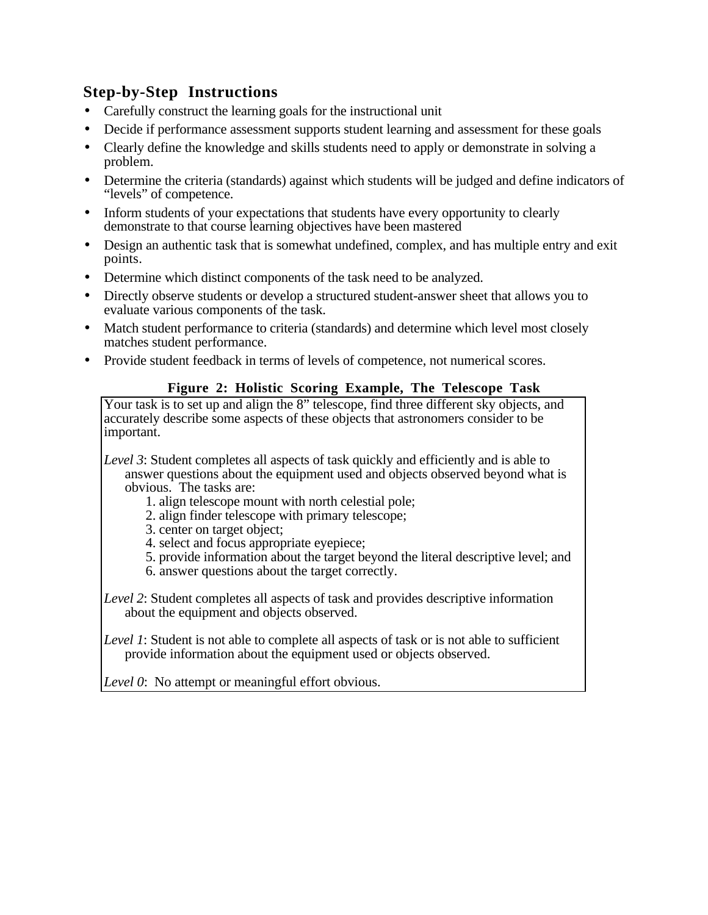## Step-by-Step Instructions

- Carefully construct the learning goals for the instructional unit
- Decide if performance assessment supports student learning and assessment for these goals
- Clearly define the knowledge and skills students need to apply or demonstrate in solving a problem.
- Determine the criteria (standards) against which students will be judged and define indicators of "levels" of competence.
- Inform students of your expectations that students have every opportunity to clearly demonstrate to that course learning objectives have been mastered
- Design an authentic task that is somewhat undefined, complex, and has multiple entry and exit points.
- Determine which distinct components of the task need to be analyzed.
- Directly observe students or develop a structured student-answer sheet that allows you to evaluate various components of the task.
- Match student performance to criteria (standards) and determine which level most closely matches student performance.
- Provide student feedback in terms of levels of competence, not numerical scores.

**Figure 2: Holistic Scoring Example, The Telescope Task**

Your task is to set up and align the 8" telescope, find three different sky objects, and accurately describe some aspects of these objects that astronomers consider to be important.

*Level 3*: Student completes all aspects of task quickly and efficiently and is able to answer questions about the equipment used and objects observed beyond what is obvious. The tasks are:

1. align telescope mount with north celestial pole;
2. align finder telescope with primary telescope;
3. center on target object;
4. select and focus appropriate eyepiece;
5. provide information about the target beyond the literal descriptive level; and
6. answer questions about the target correctly.

*Level 2*: Student completes all aspects of task and provides descriptive information about the equipment and objects observed.

*Level 1*: Student is not able to complete all aspects of task or is not able to sufficient provide information about the equipment used or objects observed.

*Level 0*: No attempt or meaningful effort obvious.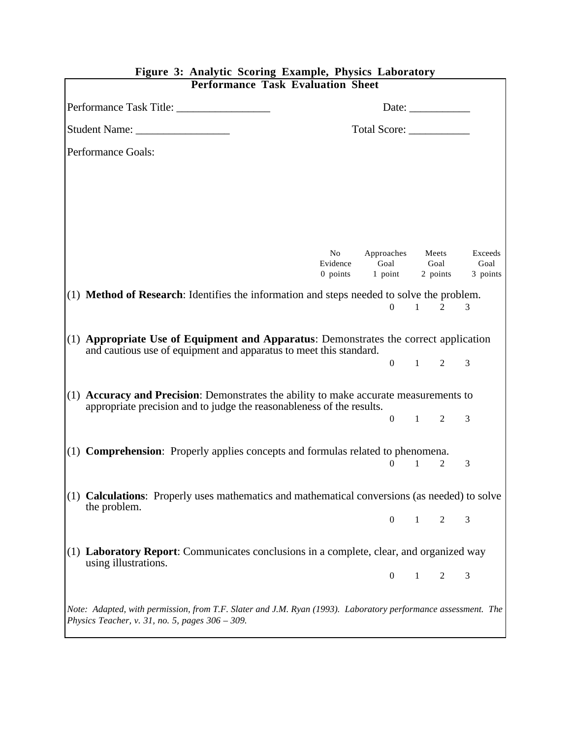**Figure 3: Analytic Scoring Example, Physics Laboratory**

**Performance Task Evaluation Sheet**

Performance Task Title: _________________ Date: ___________

Student Name: _________________ Total Score: ___________

Performance Goals:

| | No Evidence 0 points | Approaches Goal 1 point | Meets Goal 2 points | Exceeds Goal 3 points |
|---|---|---|---|---|
| (1) **Method of Research**: Identifies the information and steps needed to solve the problem. | 0 | 1 | 2 | 3 |
| (1) **Appropriate Use of Equipment and Apparatus**: Demonstrates the correct application and cautious use of equipment and apparatus to meet this standard. | 0 | 1 | 2 | 3 |
| (1) **Accuracy and Precision**: Demonstrates the ability to make accurate measurements to appropriate precision and to judge the reasonableness of the results. | 0 | 1 | 2 | 3 |
| (1) **Comprehension**: Properly applies concepts and formulas related to phenomena. | 0 | 1 | 2 | 3 |
| (1) **Calculations**: Properly uses mathematics and mathematical conversions (as needed) to solve the problem. | 0 | 1 | 2 | 3 |
| (1) **Laboratory Report**: Communicates conclusions in a complete, clear, and organized way using illustrations. | 0 | 1 | 2 | 3 |

*Note: Adapted, with permission, from T.F. Slater and J.M. Ryan (1993). Laboratory performance assessment. The Physics Teacher, v. 31, no. 5, pages 306 – 309.*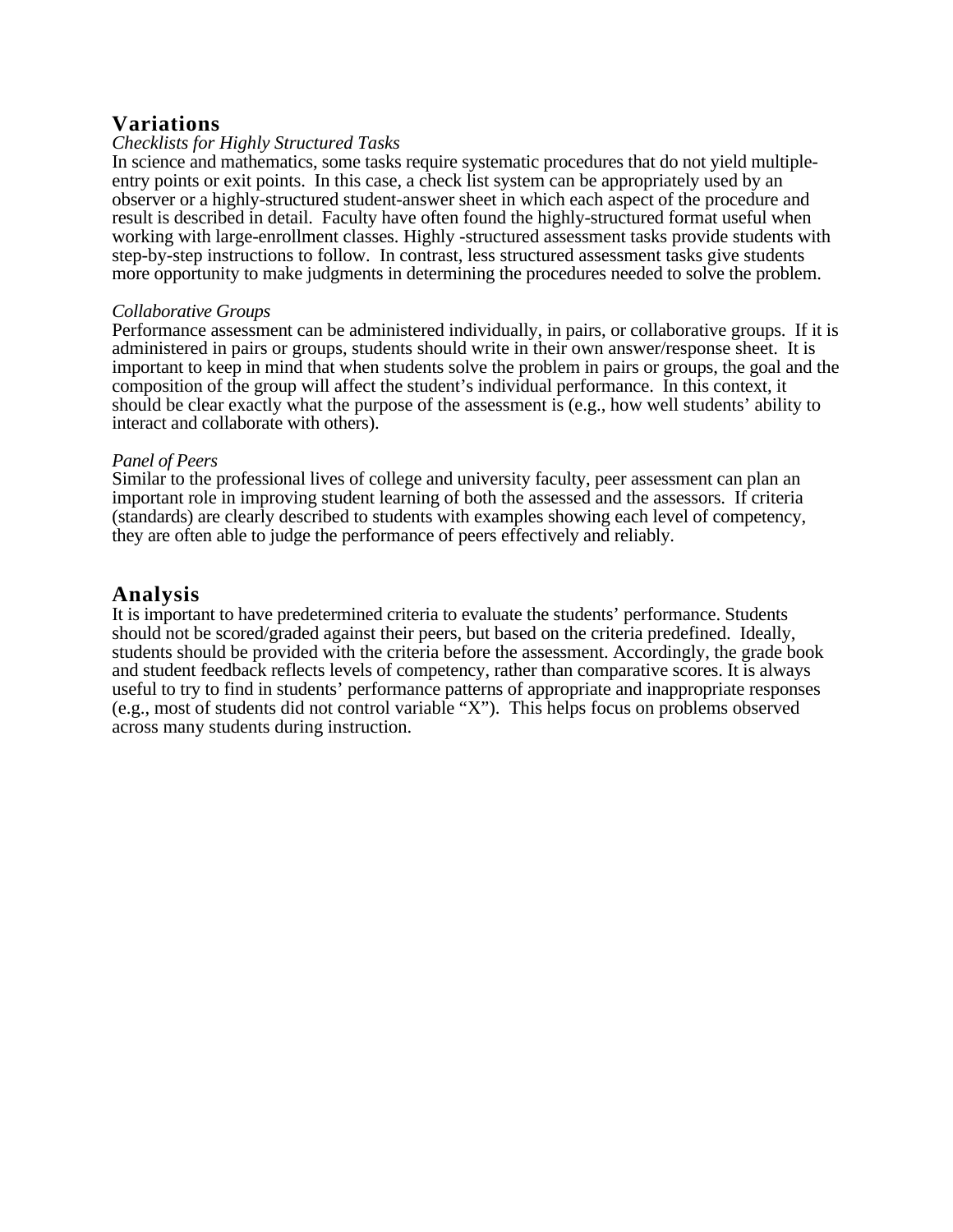## Variations

*Checklists for Highly Structured Tasks*

In science and mathematics, some tasks require systematic procedures that do not yield multiple-entry points or exit points. In this case, a check list system can be appropriately used by an observer or a highly-structured student-answer sheet in which each aspect of the procedure and result is described in detail. Faculty have often found the highly-structured format useful when working with large-enrollment classes. Highly -structured assessment tasks provide students with step-by-step instructions to follow. In contrast, less structured assessment tasks give students more opportunity to make judgments in determining the procedures needed to solve the problem.

*Collaborative Groups*

Performance assessment can be administered individually, in pairs, or collaborative groups. If it is administered in pairs or groups, students should write in their own answer/response sheet. It is important to keep in mind that when students solve the problem in pairs or groups, the goal and the composition of the group will affect the student's individual performance. In this context, it should be clear exactly what the purpose of the assessment is (e.g., how well students' ability to interact and collaborate with others).

*Panel of Peers*

Similar to the professional lives of college and university faculty, peer assessment can plan an important role in improving student learning of both the assessed and the assessors. If criteria (standards) are clearly described to students with examples showing each level of competency, they are often able to judge the performance of peers effectively and reliably.

## Analysis

It is important to have predetermined criteria to evaluate the students' performance. Students should not be scored/graded against their peers, but based on the criteria predefined. Ideally, students should be provided with the criteria before the assessment. Accordingly, the grade book and student feedback reflects levels of competency, rather than comparative scores. It is always useful to try to find in students' performance patterns of appropriate and inappropriate responses (e.g., most of students did not control variable "X"). This helps focus on problems observed across many students during instruction.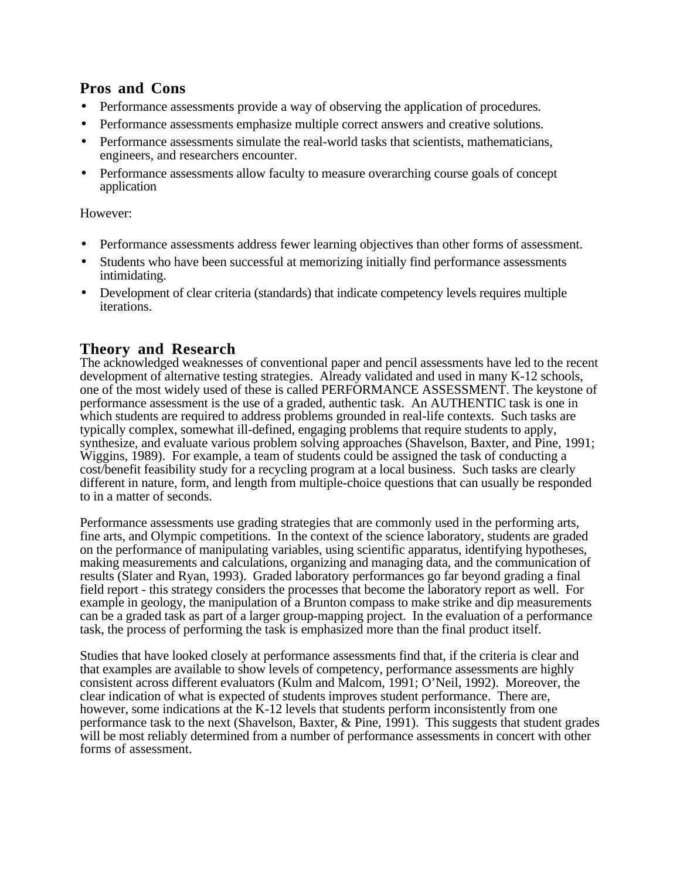## Pros and Cons

- Performance assessments provide a way of observing the application of procedures.
- Performance assessments emphasize multiple correct answers and creative solutions.
- Performance assessments simulate the real-world tasks that scientists, mathematicians, engineers, and researchers encounter.
- Performance assessments allow faculty to measure overarching course goals of concept application

However:

- Performance assessments address fewer learning objectives than other forms of assessment.
- Students who have been successful at memorizing initially find performance assessments intimidating.
- Development of clear criteria (standards) that indicate competency levels requires multiple iterations.

## Theory and Research

The acknowledged weaknesses of conventional paper and pencil assessments have led to the recent development of alternative testing strategies. Already validated and used in many K-12 schools, one of the most widely used of these is called PERFORMANCE ASSESSMENT. The keystone of performance assessment is the use of a graded, authentic task. An AUTHENTIC task is one in which students are required to address problems grounded in real-life contexts. Such tasks are typically complex, somewhat ill-defined, engaging problems that require students to apply, synthesize, and evaluate various problem solving approaches (Shavelson, Baxter, and Pine, 1991; Wiggins, 1989). For example, a team of students could be assigned the task of conducting a cost/benefit feasibility study for a recycling program at a local business. Such tasks are clearly different in nature, form, and length from multiple-choice questions that can usually be responded to in a matter of seconds.

Performance assessments use grading strategies that are commonly used in the performing arts, fine arts, and Olympic competitions. In the context of the science laboratory, students are graded on the performance of manipulating variables, using scientific apparatus, identifying hypotheses, making measurements and calculations, organizing and managing data, and the communication of results (Slater and Ryan, 1993). Graded laboratory performances go far beyond grading a final field report - this strategy considers the processes that become the laboratory report as well. For example in geology, the manipulation of a Brunton compass to make strike and dip measurements can be a graded task as part of a larger group-mapping project. In the evaluation of a performance task, the process of performing the task is emphasized more than the final product itself.

Studies that have looked closely at performance assessments find that, if the criteria is clear and that examples are available to show levels of competency, performance assessments are highly consistent across different evaluators (Kulm and Malcom, 1991; O'Neil, 1992). Moreover, the clear indication of what is expected of students improves student performance. There are, however, some indications at the K-12 levels that students perform inconsistently from one performance task to the next (Shavelson, Baxter, & Pine, 1991). This suggests that student grades will be most reliably determined from a number of performance assessments in concert with other forms of assessment.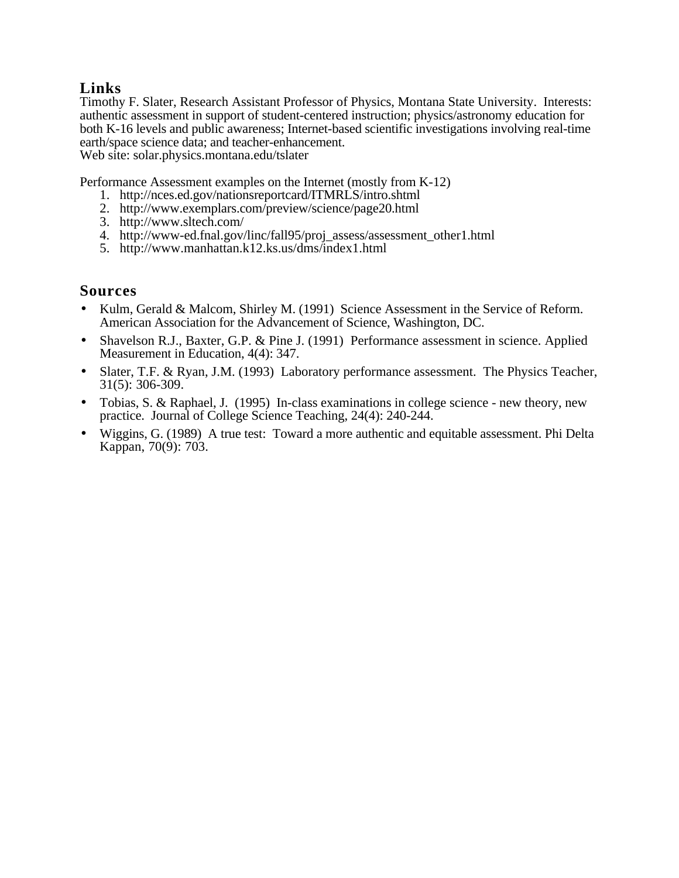## Links

Timothy F. Slater, Research Assistant Professor of Physics, Montana State University. Interests: authentic assessment in support of student-centered instruction; physics/astronomy education for both K-16 levels and public awareness; Internet-based scientific investigations involving real-time earth/space science data; and teacher-enhancement.
Web site: solar.physics.montana.edu/tslater

Performance Assessment examples on the Internet (mostly from K-12)

1. http://nces.ed.gov/nationsreportcard/ITMRLS/intro.shtml
2. http://www.exemplars.com/preview/science/page20.html
3. http://www.sltech.com/
4. http://www-ed.fnal.gov/linc/fall95/proj_assess/assessment_other1.html
5. http://www.manhattan.k12.ks.us/dms/index1.html

## Sources

- Kulm, Gerald & Malcom, Shirley M. (1991) Science Assessment in the Service of Reform. American Association for the Advancement of Science, Washington, DC.
- Shavelson R.J., Baxter, G.P. & Pine J. (1991) Performance assessment in science. Applied Measurement in Education, 4(4): 347.
- Slater, T.F. & Ryan, J.M. (1993) Laboratory performance assessment. The Physics Teacher, 31(5): 306-309.
- Tobias, S. & Raphael, J. (1995) In-class examinations in college science - new theory, new practice. Journal of College Science Teaching, 24(4): 240-244.
- Wiggins, G. (1989) A true test: Toward a more authentic and equitable assessment. Phi Delta Kappan, 70(9): 703.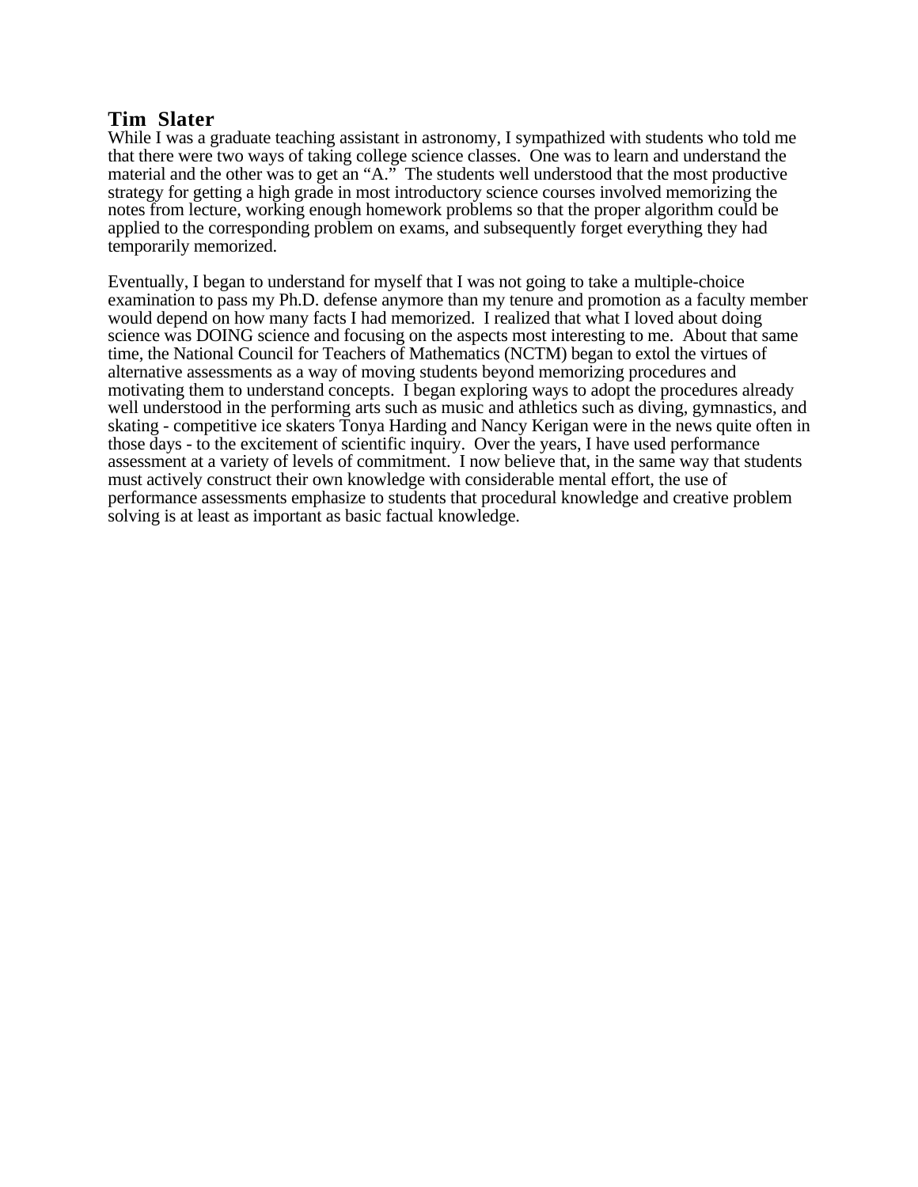## Tim Slater

While I was a graduate teaching assistant in astronomy, I sympathized with students who told me that there were two ways of taking college science classes. One was to learn and understand the material and the other was to get an "A." The students well understood that the most productive strategy for getting a high grade in most introductory science courses involved memorizing the notes from lecture, working enough homework problems so that the proper algorithm could be applied to the corresponding problem on exams, and subsequently forget everything they had temporarily memorized.

Eventually, I began to understand for myself that I was not going to take a multiple-choice examination to pass my Ph.D. defense anymore than my tenure and promotion as a faculty member would depend on how many facts I had memorized. I realized that what I loved about doing science was DOING science and focusing on the aspects most interesting to me. About that same time, the National Council for Teachers of Mathematics (NCTM) began to extol the virtues of alternative assessments as a way of moving students beyond memorizing procedures and motivating them to understand concepts. I began exploring ways to adopt the procedures already well understood in the performing arts such as music and athletics such as diving, gymnastics, and skating - competitive ice skaters Tonya Harding and Nancy Kerigan were in the news quite often in those days - to the excitement of scientific inquiry. Over the years, I have used performance assessment at a variety of levels of commitment. I now believe that, in the same way that students must actively construct their own knowledge with considerable mental effort, the use of performance assessments emphasize to students that procedural knowledge and creative problem solving is at least as important as basic factual knowledge.